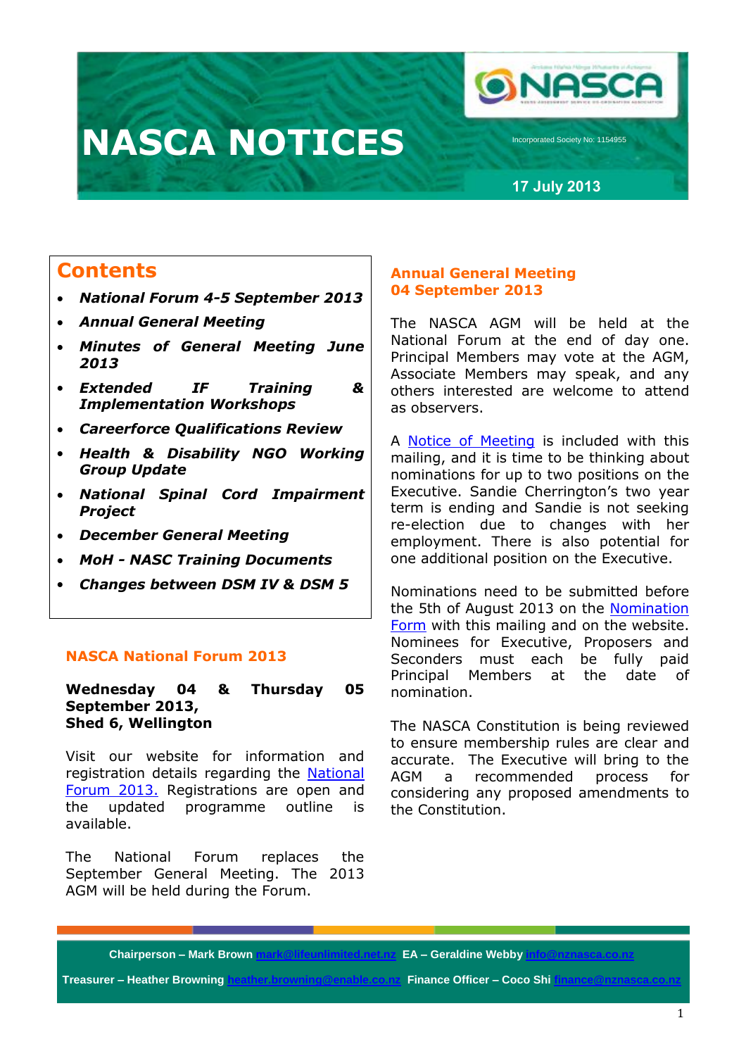# NASCA NOTICES

Incorporated Society No: 1154955

17 July 2013

## Contents

- ***National Forum 4-5 September 2013***
- ***Annual General Meeting***
- ***Minutes of General Meeting June 2013***
- ***Extended IF Training & Implementation Workshops***
- ***Careerforce Qualifications Review***
- ***Health & Disability NGO Working Group Update***
- ***National Spinal Cord Impairment Project***
- ***December General Meeting***
- ***MoH - NASC Training Documents***
- ***Changes between DSM IV & DSM 5***

## NASCA National Forum 2013

**Wednesday 04 & Thursday 05 September 2013,**
**Shed 6, Wellington**

Visit our website for information and registration details regarding the National Forum 2013. Registrations are open and the updated programme outline is available.

The National Forum replaces the September General Meeting. The 2013 AGM will be held during the Forum.

## Annual General Meeting 04 September 2013

The NASCA AGM will be held at the National Forum at the end of day one. Principal Members may vote at the AGM, Associate Members may speak, and any others interested are welcome to attend as observers.

A Notice of Meeting is included with this mailing, and it is time to be thinking about nominations for up to two positions on the Executive. Sandie Cherrington's two year term is ending and Sandie is not seeking re-election due to changes with her employment. There is also potential for one additional position on the Executive.

Nominations need to be submitted before the 5th of August 2013 on the Nomination Form with this mailing and on the website. Nominees for Executive, Proposers and Seconders must each be fully paid Principal Members at the date of nomination.

The NASCA Constitution is being reviewed to ensure membership rules are clear and accurate. The Executive will bring to the AGM a recommended process for considering any proposed amendments to the Constitution.

Chairperson – Mark Brown mark@lifeunlimited.net.nz EA – Geraldine Webby info@nznasca.co.nz

Treasurer – Heather Browning heather.browning@enable.co.nz Finance Officer – Coco Shi finance@nznasca.co.nz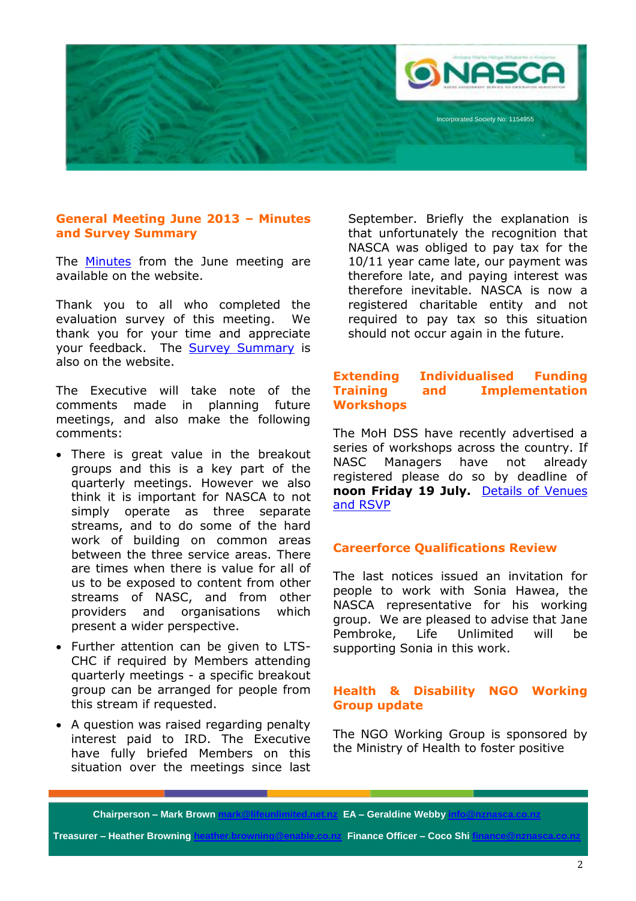## General Meeting June 2013 – Minutes and Survey Summary

The [Minutes] from the June meeting are available on the website.

Thank you to all who completed the evaluation survey of this meeting. We thank you for your time and appreciate your feedback. The [Survey Summary] is also on the website.

The Executive will take note of the comments made in planning future meetings, and also make the following comments:

- There is great value in the breakout groups and this is a key part of the quarterly meetings. However we also think it is important for NASCA to not simply operate as three separate streams, and to do some of the hard work of building on common areas between the three service areas. There are times when there is value for all of us to be exposed to content from other streams of NASC, and from other providers and organisations which present a wider perspective.
- Further attention can be given to LTS-CHC if required by Members attending quarterly meetings - a specific breakout group can be arranged for people from this stream if requested.
- A question was raised regarding penalty interest paid to IRD. The Executive have fully briefed Members on this situation over the meetings since last September. Briefly the explanation is that unfortunately the recognition that NASCA was obliged to pay tax for the 10/11 year came late, our payment was therefore late, and paying interest was therefore inevitable. NASCA is now a registered charitable entity and not required to pay tax so this situation should not occur again in the future.

## Extending Individualised Funding Training and Implementation Workshops

The MoH DSS have recently advertised a series of workshops across the country. If NASC Managers have not already registered please do so by deadline of **noon Friday 19 July.** [Details of Venues and RSVP]

## Careerforce Qualifications Review

The last notices issued an invitation for people to work with Sonia Hawea, the NASCA representative for his working group. We are pleased to advise that Jane Pembroke, Life Unlimited will be supporting Sonia in this work.

## Health & Disability NGO Working Group update

The NGO Working Group is sponsored by the Ministry of Health to foster positive

Chairperson – Mark Brown mark@lifeunlimited.net.nz EA – Geraldine Webby info@nznasca.co.nz

Treasurer – Heather Browning heather.browning@enable.co.nz Finance Officer – Coco Shi finance@nznasca.co.nz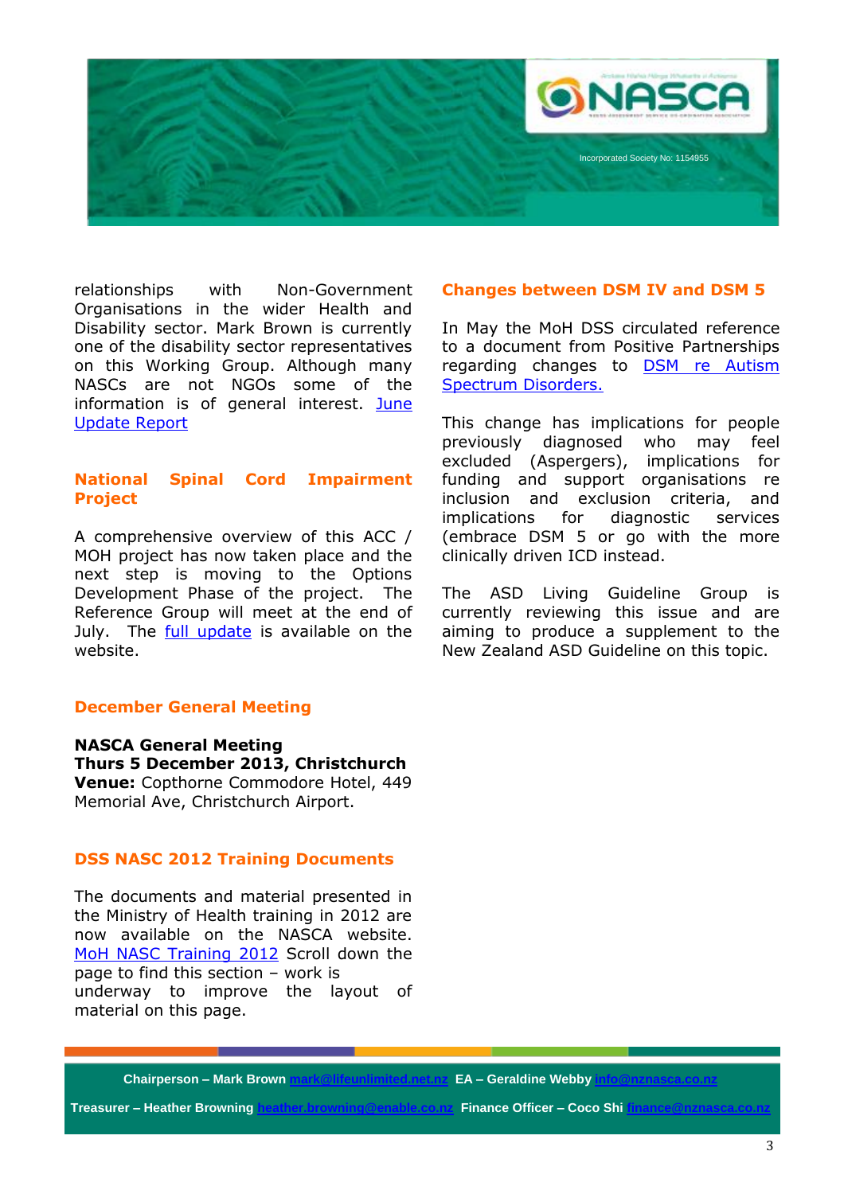relationships with Non-Government Organisations in the wider Health and Disability sector. Mark Brown is currently one of the disability sector representatives on this Working Group. Although many NASCs are not NGOs some of the information is of general interest. June Update Report

## National Spinal Cord Impairment Project

A comprehensive overview of this ACC / MOH project has now taken place and the next step is moving to the Options Development Phase of the project. The Reference Group will meet at the end of July. The full update is available on the website.

## December General Meeting

**NASCA General Meeting**
**Thurs 5 December 2013, Christchurch**
**Venue:** Copthorne Commodore Hotel, 449 Memorial Ave, Christchurch Airport.

## DSS NASC 2012 Training Documents

The documents and material presented in the Ministry of Health training in 2012 are now available on the NASCA website. MoH NASC Training 2012 Scroll down the page to find this section – work is underway to improve the layout of material on this page.

## Changes between DSM IV and DSM 5

In May the MoH DSS circulated reference to a document from Positive Partnerships regarding changes to DSM re Autism Spectrum Disorders.

This change has implications for people previously diagnosed who may feel excluded (Aspergers), implications for funding and support organisations re inclusion and exclusion criteria, and implications for diagnostic services (embrace DSM 5 or go with the more clinically driven ICD instead.

The ASD Living Guideline Group is currently reviewing this issue and are aiming to produce a supplement to the New Zealand ASD Guideline on this topic.

**Chairperson – Mark Brown** mark@lifeunlimited.net.nz **EA – Geraldine Webby** info@nznasca.co.nz

**Treasurer – Heather Browning** heather.browning@enable.co.nz **Finance Officer – Coco Shi** finance@nznasca.co.nz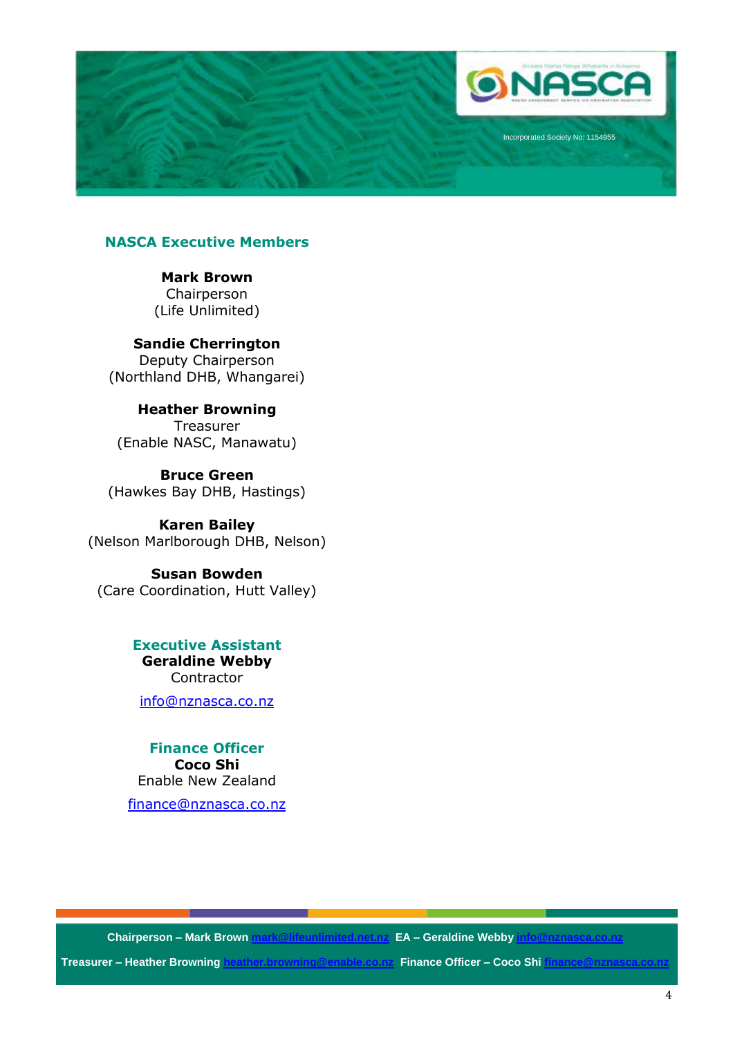Incorporated Society No: 1154955

## NASCA Executive Members

**Mark Brown**
Chairperson
(Life Unlimited)

**Sandie Cherrington**
Deputy Chairperson
(Northland DHB, Whangarei)

**Heather Browning**
Treasurer
(Enable NASC, Manawatu)

**Bruce Green**
(Hawkes Bay DHB, Hastings)

**Karen Bailey**
(Nelson Marlborough DHB, Nelson)

**Susan Bowden**
(Care Coordination, Hutt Valley)

### Executive Assistant

**Geraldine Webby**
Contractor

info@nznasca.co.nz

### Finance Officer

**Coco Shi**
Enable New Zealand

finance@nznasca.co.nz

**Chairperson – Mark Brown** mark@lifeunlimited.net.nz **EA – Geraldine Webby** info@nznasca.co.nz

**Treasurer – Heather Browning** heather.browning@enable.co.nz **Finance Officer – Coco Shi** finance@nznasca.co.nz